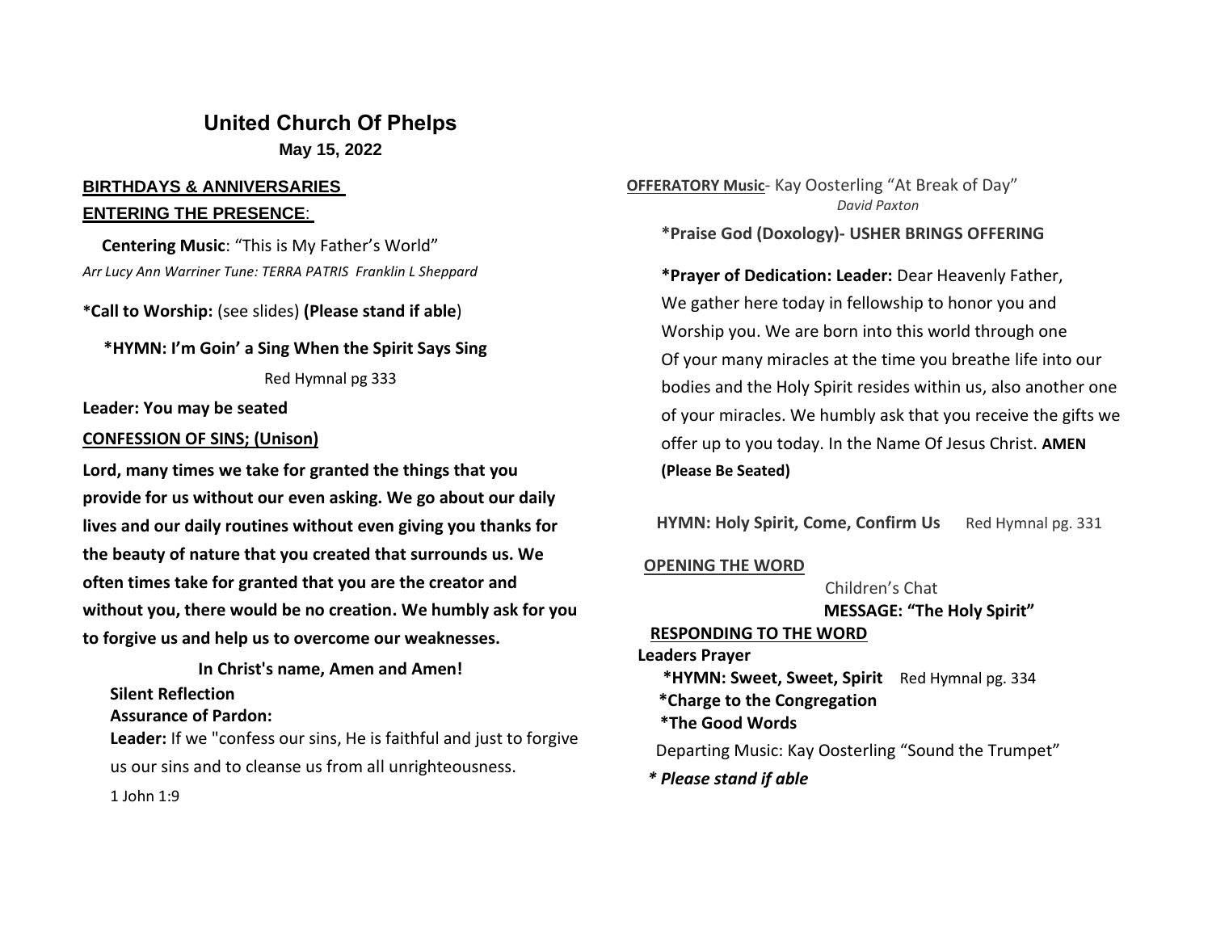# United Church Of Phelps

**May 15, 2022**

## BIRTHDAYS & ANNIVERSARIES

## ENTERING THE PRESENCE:

**Centering Music**: "This is My Father's World"

*Arr Lucy Ann Warriner Tune: TERRA PATRIS Franklin L Sheppard*

***Call to Worship:** (see slides) **(Please stand if able**)

***HYMN: I'm Goin' a Sing When the Spirit Says Sing**

Red Hymnal pg 333

**Leader: You may be seated**

**CONFESSION OF SINS; (Unison)**

**Lord, many times we take for granted the things that you provide for us without our even asking. We go about our daily lives and our daily routines without even giving you thanks for the beauty of nature that you created that surrounds us. We often times take for granted that you are the creator and without you, there would be no creation. We humbly ask for you to forgive us and help us to overcome our weaknesses.**

**In Christ's name, Amen and Amen!**

**Silent Reflection**

**Assurance of Pardon:**

**Leader:** If we "confess our sins, He is faithful and just to forgive us our sins and to cleanse us from all unrighteousness.

1 John 1:9

**OFFERATORY Music**- Kay Oosterling "At Break of Day"

*David Paxton*

***Praise God (Doxology)- USHER BRINGS OFFERING**

***Prayer of Dedication: Leader:** Dear Heavenly Father, We gather here today in fellowship to honor you and Worship you. We are born into this world through one Of your many miracles at the time you breathe life into our bodies and the Holy Spirit resides within us, also another one of your miracles. We humbly ask that you receive the gifts we offer up to you today. In the Name Of Jesus Christ. **AMEN (Please Be Seated)**

**HYMN: Holy Spirit, Come, Confirm Us** Red Hymnal pg. 331

**OPENING THE WORD**

Children's Chat

**MESSAGE: "The Holy Spirit"**

**RESPONDING TO THE WORD**

**Leaders Prayer**

***HYMN: Sweet, Sweet, Spirit** Red Hymnal pg. 334

***Charge to the Congregation**

***The Good Words**

Departing Music: Kay Oosterling "Sound the Trumpet"

***\* Please stand if able***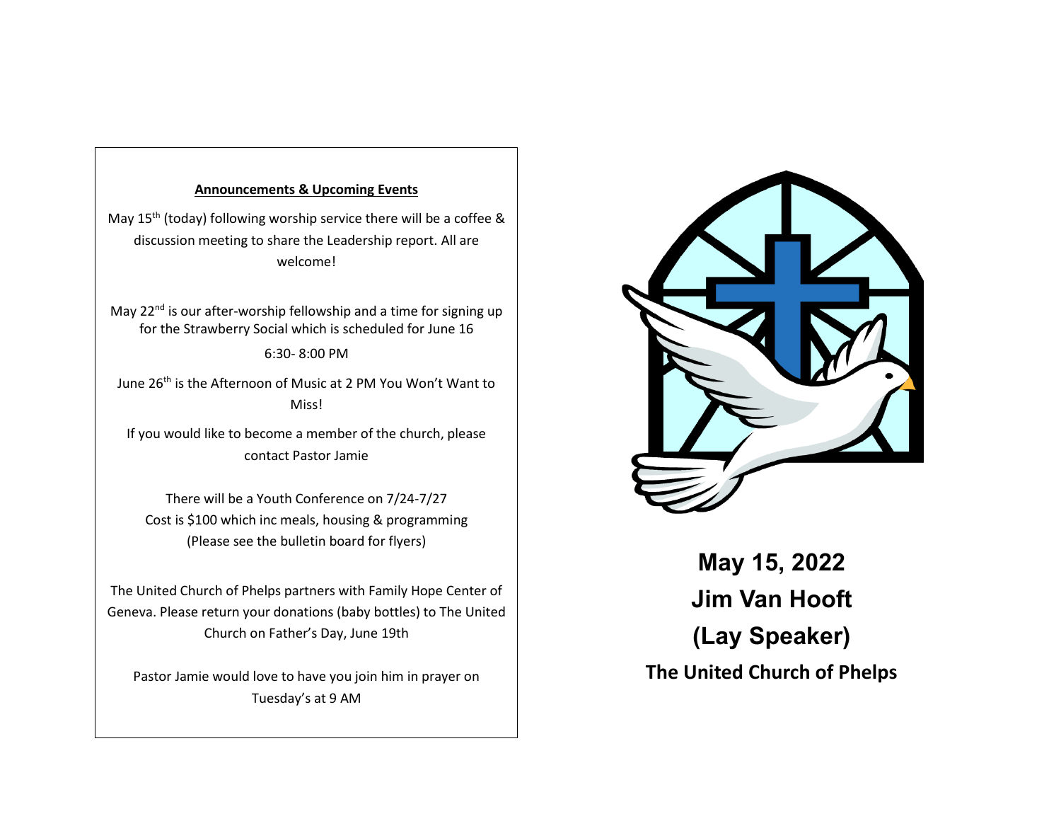## Announcements & Upcoming Events

May 15th (today) following worship service there will be a coffee & discussion meeting to share the Leadership report. All are welcome!

May 22nd is our after-worship fellowship and a time for signing up for the Strawberry Social which is scheduled for June 16

6:30- 8:00 PM

June 26th is the Afternoon of Music at 2 PM You Won't Want to Miss!

If you would like to become a member of the church, please contact Pastor Jamie

There will be a Youth Conference on 7/24-7/27
Cost is $100 which inc meals, housing & programming
(Please see the bulletin board for flyers)

The United Church of Phelps partners with Family Hope Center of Geneva. Please return your donations (baby bottles) to The United Church on Father's Day, June 19th

Pastor Jamie would love to have you join him in prayer on Tuesday's at 9 AM

**May 15, 2022**

**Jim Van Hooft**

**(Lay Speaker)**

**The United Church of Phelps**